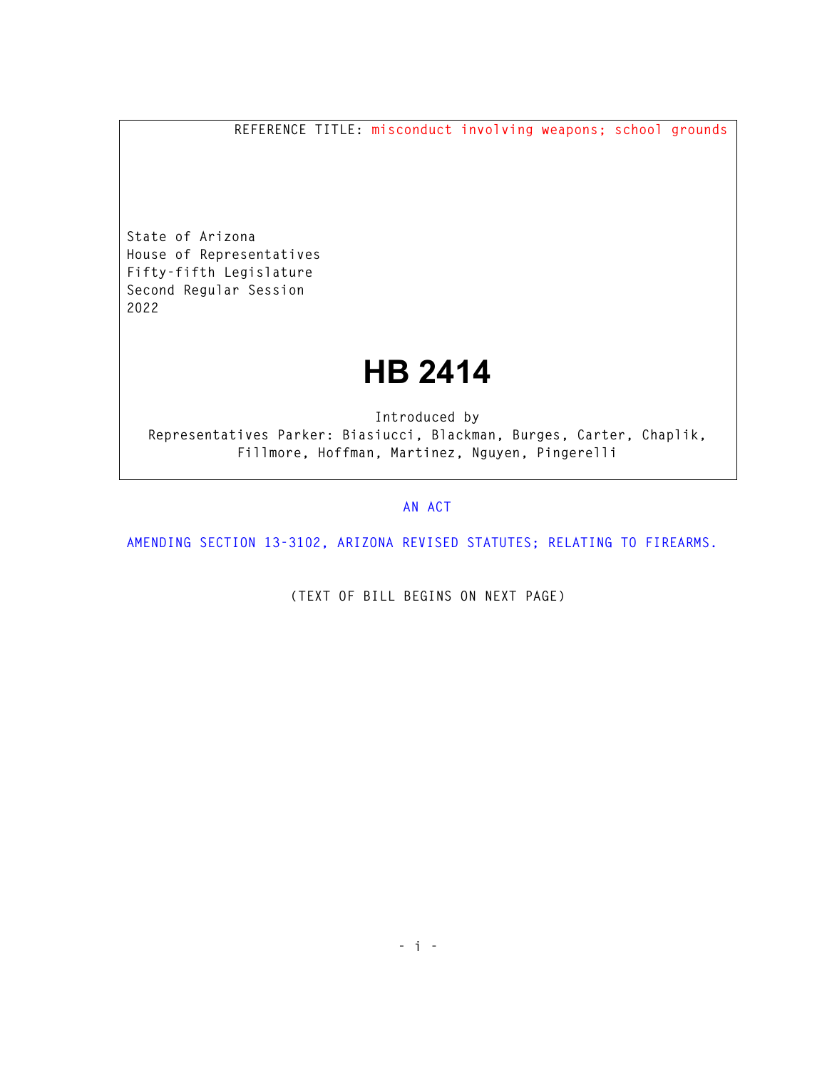REFERENCE TITLE: misconduct involving weapons; school grounds

State of Arizona
House of Representatives
Fifty-fifth Legislature
Second Regular Session
2022

# HB 2414

Introduced by
Representatives Parker: Biasiucci, Blackman, Burges, Carter, Chaplik, Fillmore, Hoffman, Martinez, Nguyen, Pingerelli

AN ACT

AMENDING SECTION 13-3102, ARIZONA REVISED STATUTES; RELATING TO FIREARMS.

(TEXT OF BILL BEGINS ON NEXT PAGE)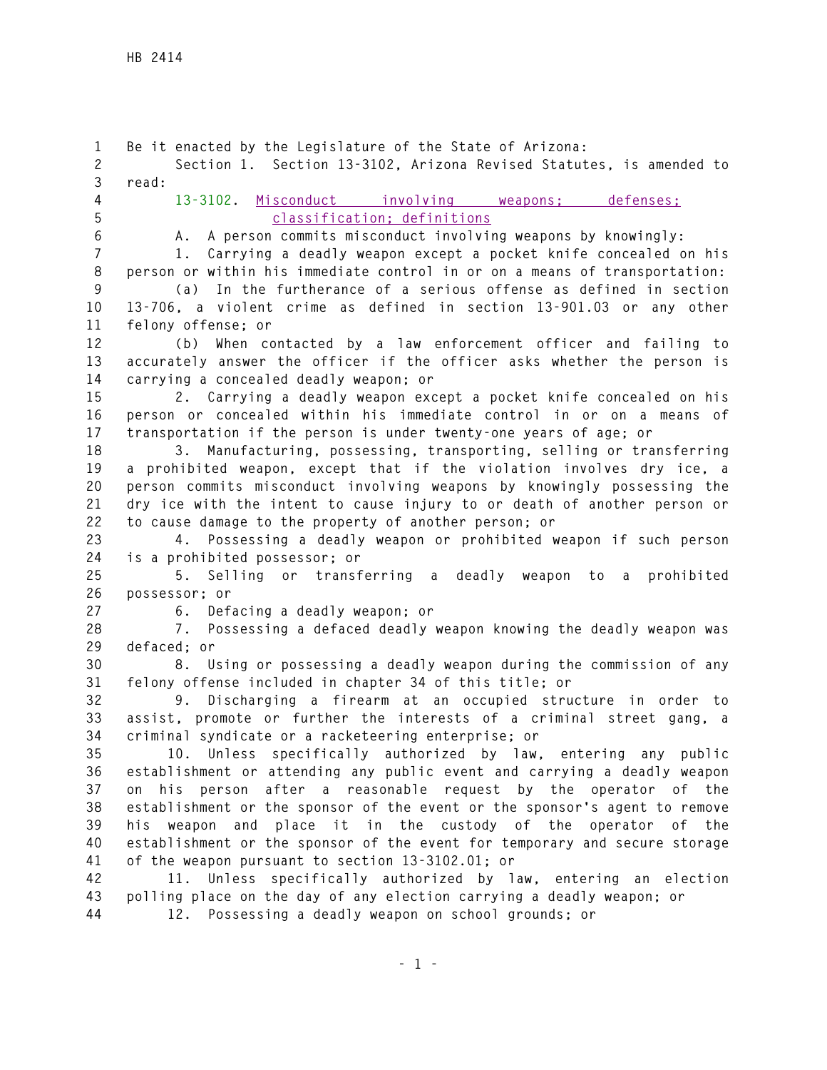Be it enacted by the Legislature of the State of Arizona:

Section 1. Section 13-3102, Arizona Revised Statutes, is amended to read:

13-3102. Misconduct involving weapons; defenses; classification; definitions

A. A person commits misconduct involving weapons by knowingly:

1. Carrying a deadly weapon except a pocket knife concealed on his person or within his immediate control in or on a means of transportation:

(a) In the furtherance of a serious offense as defined in section 13-706, a violent crime as defined in section 13-901.03 or any other felony offense; or

(b) When contacted by a law enforcement officer and failing to accurately answer the officer if the officer asks whether the person is carrying a concealed deadly weapon; or

2. Carrying a deadly weapon except a pocket knife concealed on his person or concealed within his immediate control in or on a means of transportation if the person is under twenty-one years of age; or

3. Manufacturing, possessing, transporting, selling or transferring a prohibited weapon, except that if the violation involves dry ice, a person commits misconduct involving weapons by knowingly possessing the dry ice with the intent to cause injury to or death of another person or to cause damage to the property of another person; or

4. Possessing a deadly weapon or prohibited weapon if such person is a prohibited possessor; or

5. Selling or transferring a deadly weapon to a prohibited possessor; or

6. Defacing a deadly weapon; or

7. Possessing a defaced deadly weapon knowing the deadly weapon was defaced; or

8. Using or possessing a deadly weapon during the commission of any felony offense included in chapter 34 of this title; or

9. Discharging a firearm at an occupied structure in order to assist, promote or further the interests of a criminal street gang, a criminal syndicate or a racketeering enterprise; or

10. Unless specifically authorized by law, entering any public establishment or attending any public event and carrying a deadly weapon on his person after a reasonable request by the operator of the establishment or the sponsor of the event or the sponsor's agent to remove his weapon and place it in the custody of the operator of the establishment or the sponsor of the event for temporary and secure storage of the weapon pursuant to section 13-3102.01; or

11. Unless specifically authorized by law, entering an election polling place on the day of any election carrying a deadly weapon; or

12. Possessing a deadly weapon on school grounds; or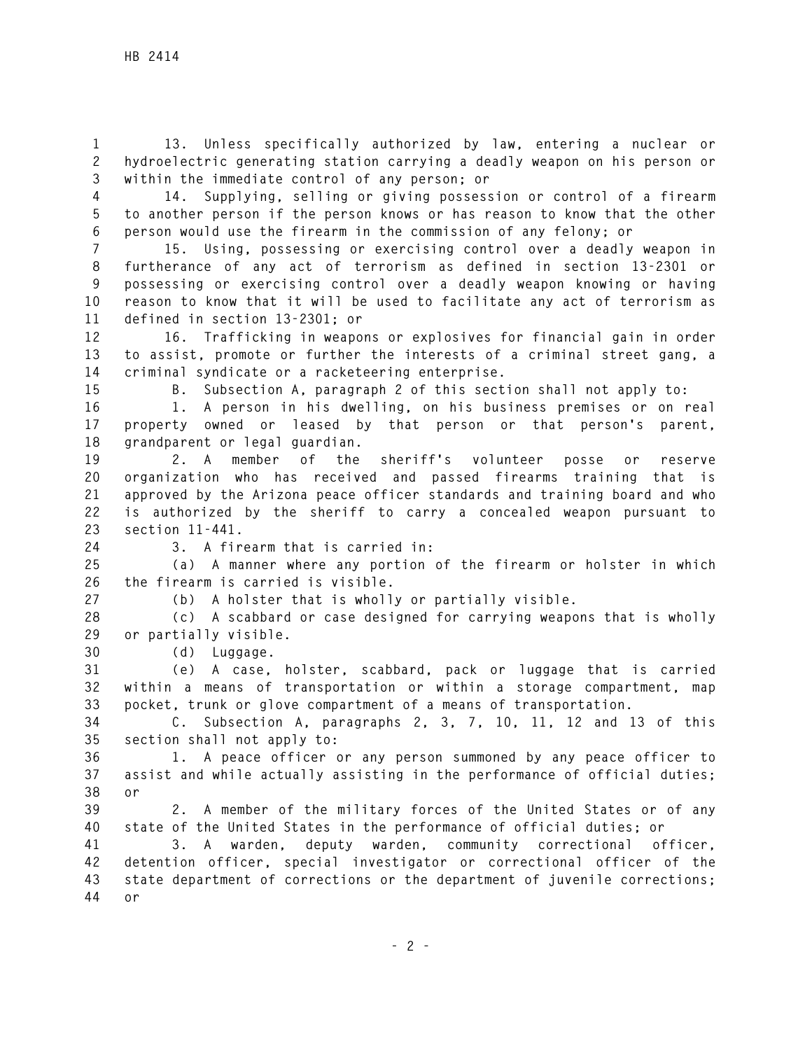13. Unless specifically authorized by law, entering a nuclear or hydroelectric generating station carrying a deadly weapon on his person or within the immediate control of any person; or

14. Supplying, selling or giving possession or control of a firearm to another person if the person knows or has reason to know that the other person would use the firearm in the commission of any felony; or

15. Using, possessing or exercising control over a deadly weapon in furtherance of any act of terrorism as defined in section 13-2301 or possessing or exercising control over a deadly weapon knowing or having reason to know that it will be used to facilitate any act of terrorism as defined in section 13-2301; or

16. Trafficking in weapons or explosives for financial gain in order to assist, promote or further the interests of a criminal street gang, a criminal syndicate or a racketeering enterprise.

B. Subsection A, paragraph 2 of this section shall not apply to:

1. A person in his dwelling, on his business premises or on real property owned or leased by that person or that person's parent, grandparent or legal guardian.

2. A member of the sheriff's volunteer posse or reserve organization who has received and passed firearms training that is approved by the Arizona peace officer standards and training board and who is authorized by the sheriff to carry a concealed weapon pursuant to section 11-441.

3. A firearm that is carried in:

(a) A manner where any portion of the firearm or holster in which the firearm is carried is visible.

(b) A holster that is wholly or partially visible.

(c) A scabbard or case designed for carrying weapons that is wholly or partially visible.

(d) Luggage.

(e) A case, holster, scabbard, pack or luggage that is carried within a means of transportation or within a storage compartment, map pocket, trunk or glove compartment of a means of transportation.

C. Subsection A, paragraphs 2, 3, 7, 10, 11, 12 and 13 of this section shall not apply to:

1. A peace officer or any person summoned by any peace officer to assist and while actually assisting in the performance of official duties; or

2. A member of the military forces of the United States or of any state of the United States in the performance of official duties; or

3. A warden, deputy warden, community correctional officer, detention officer, special investigator or correctional officer of the state department of corrections or the department of juvenile corrections; or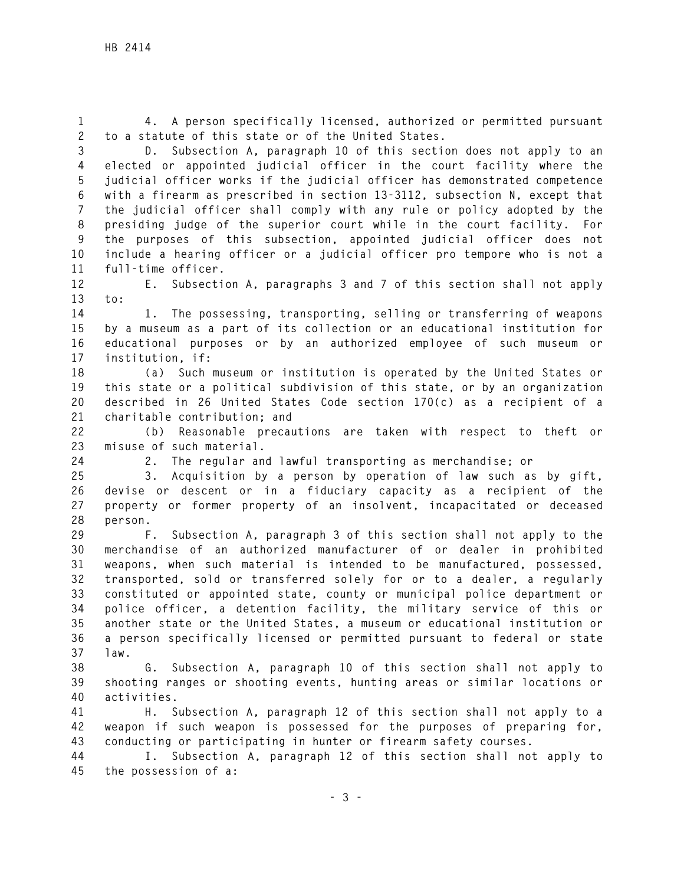4. A person specifically licensed, authorized or permitted pursuant to a statute of this state or of the United States.

D. Subsection A, paragraph 10 of this section does not apply to an elected or appointed judicial officer in the court facility where the judicial officer works if the judicial officer has demonstrated competence with a firearm as prescribed in section 13-3112, subsection N, except that the judicial officer shall comply with any rule or policy adopted by the presiding judge of the superior court while in the court facility. For the purposes of this subsection, appointed judicial officer does not include a hearing officer or a judicial officer pro tempore who is not a full-time officer.

E. Subsection A, paragraphs 3 and 7 of this section shall not apply to:

1. The possessing, transporting, selling or transferring of weapons by a museum as a part of its collection or an educational institution for educational purposes or by an authorized employee of such museum or institution, if:

(a) Such museum or institution is operated by the United States or this state or a political subdivision of this state, or by an organization described in 26 United States Code section 170(c) as a recipient of a charitable contribution; and

(b) Reasonable precautions are taken with respect to theft or misuse of such material.

2. The regular and lawful transporting as merchandise; or

3. Acquisition by a person by operation of law such as by gift, devise or descent or in a fiduciary capacity as a recipient of the property or former property of an insolvent, incapacitated or deceased person.

F. Subsection A, paragraph 3 of this section shall not apply to the merchandise of an authorized manufacturer of or dealer in prohibited weapons, when such material is intended to be manufactured, possessed, transported, sold or transferred solely for or to a dealer, a regularly constituted or appointed state, county or municipal police department or police officer, a detention facility, the military service of this or another state or the United States, a museum or educational institution or a person specifically licensed or permitted pursuant to federal or state law.

G. Subsection A, paragraph 10 of this section shall not apply to shooting ranges or shooting events, hunting areas or similar locations or activities.

H. Subsection A, paragraph 12 of this section shall not apply to a weapon if such weapon is possessed for the purposes of preparing for, conducting or participating in hunter or firearm safety courses.

I. Subsection A, paragraph 12 of this section shall not apply to the possession of a: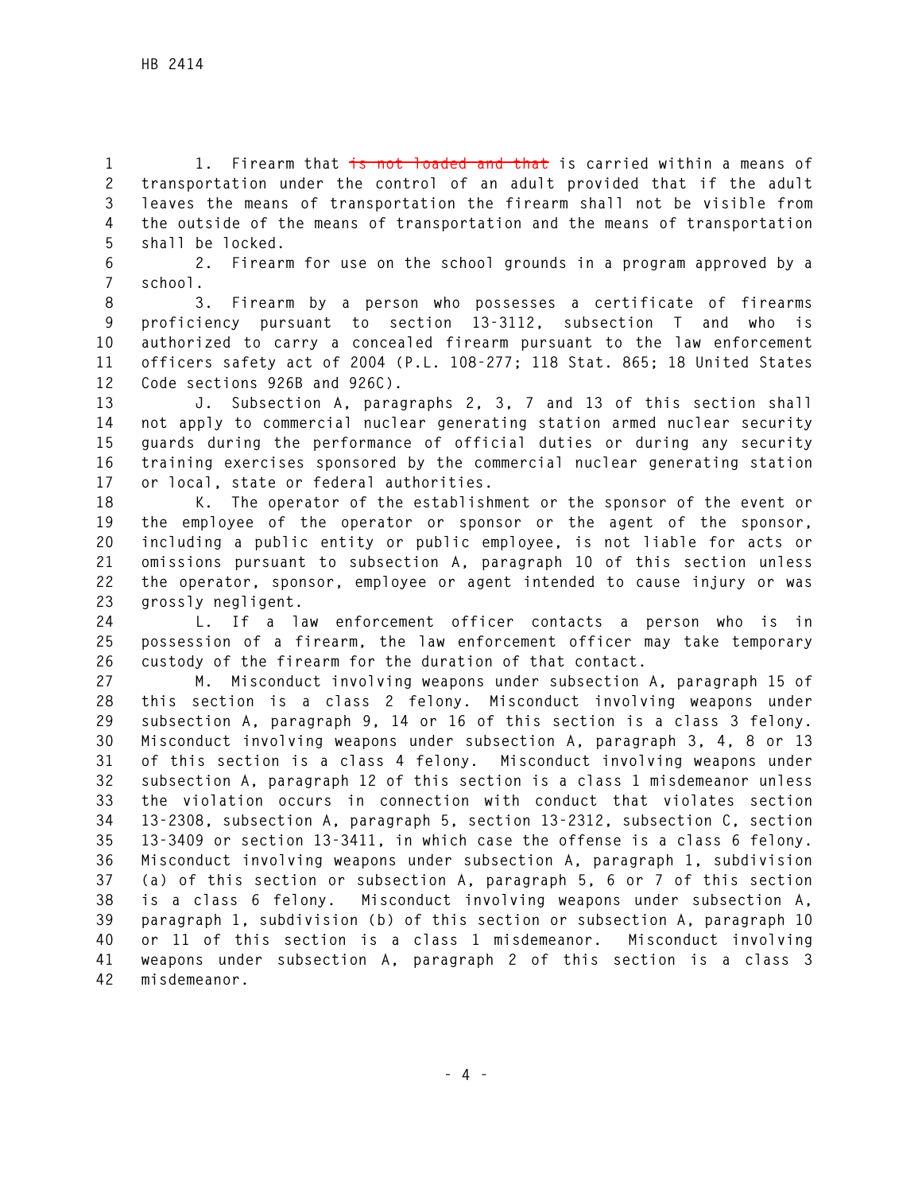1. Firearm that ~~is not loaded and that~~ is carried within a means of transportation under the control of an adult provided that if the adult leaves the means of transportation the firearm shall not be visible from the outside of the means of transportation and the means of transportation shall be locked.

2. Firearm for use on the school grounds in a program approved by a school.

3. Firearm by a person who possesses a certificate of firearms proficiency pursuant to section 13-3112, subsection T and who is authorized to carry a concealed firearm pursuant to the law enforcement officers safety act of 2004 (P.L. 108-277; 118 Stat. 865; 18 United States Code sections 926B and 926C).

J. Subsection A, paragraphs 2, 3, 7 and 13 of this section shall not apply to commercial nuclear generating station armed nuclear security guards during the performance of official duties or during any security training exercises sponsored by the commercial nuclear generating station or local, state or federal authorities.

K. The operator of the establishment or the sponsor of the event or the employee of the operator or sponsor or the agent of the sponsor, including a public entity or public employee, is not liable for acts or omissions pursuant to subsection A, paragraph 10 of this section unless the operator, sponsor, employee or agent intended to cause injury or was grossly negligent.

L. If a law enforcement officer contacts a person who is in possession of a firearm, the law enforcement officer may take temporary custody of the firearm for the duration of that contact.

M. Misconduct involving weapons under subsection A, paragraph 15 of this section is a class 2 felony. Misconduct involving weapons under subsection A, paragraph 9, 14 or 16 of this section is a class 3 felony. Misconduct involving weapons under subsection A, paragraph 3, 4, 8 or 13 of this section is a class 4 felony. Misconduct involving weapons under subsection A, paragraph 12 of this section is a class 1 misdemeanor unless the violation occurs in connection with conduct that violates section 13-2308, subsection A, paragraph 5, section 13-2312, subsection C, section 13-3409 or section 13-3411, in which case the offense is a class 6 felony. Misconduct involving weapons under subsection A, paragraph 1, subdivision (a) of this section or subsection A, paragraph 5, 6 or 7 of this section is a class 6 felony. Misconduct involving weapons under subsection A, paragraph 1, subdivision (b) of this section or subsection A, paragraph 10 or 11 of this section is a class 1 misdemeanor. Misconduct involving weapons under subsection A, paragraph 2 of this section is a class 3 misdemeanor.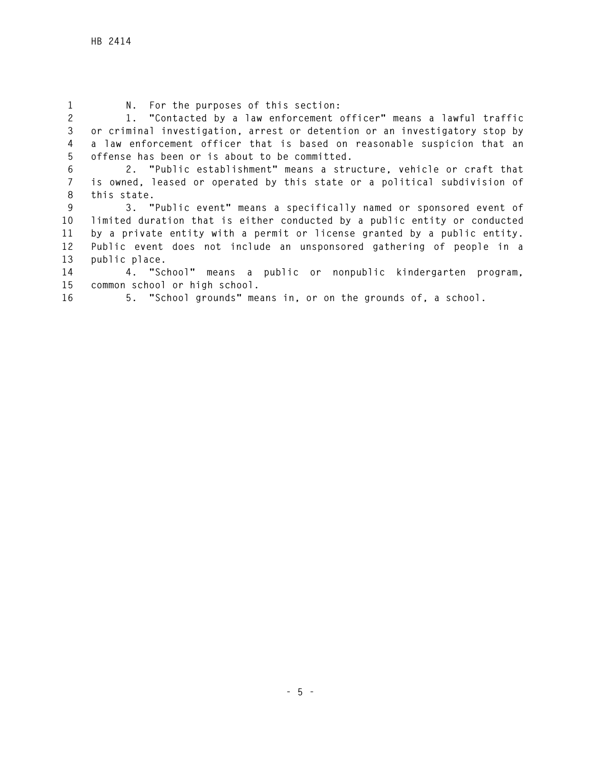N. For the purposes of this section:

1. "Contacted by a law enforcement officer" means a lawful traffic or criminal investigation, arrest or detention or an investigatory stop by a law enforcement officer that is based on reasonable suspicion that an offense has been or is about to be committed.

2. "Public establishment" means a structure, vehicle or craft that is owned, leased or operated by this state or a political subdivision of this state.

3. "Public event" means a specifically named or sponsored event of limited duration that is either conducted by a public entity or conducted by a private entity with a permit or license granted by a public entity. Public event does not include an unsponsored gathering of people in a public place.

4. "School" means a public or nonpublic kindergarten program, common school or high school.

5. "School grounds" means in, or on the grounds of, a school.